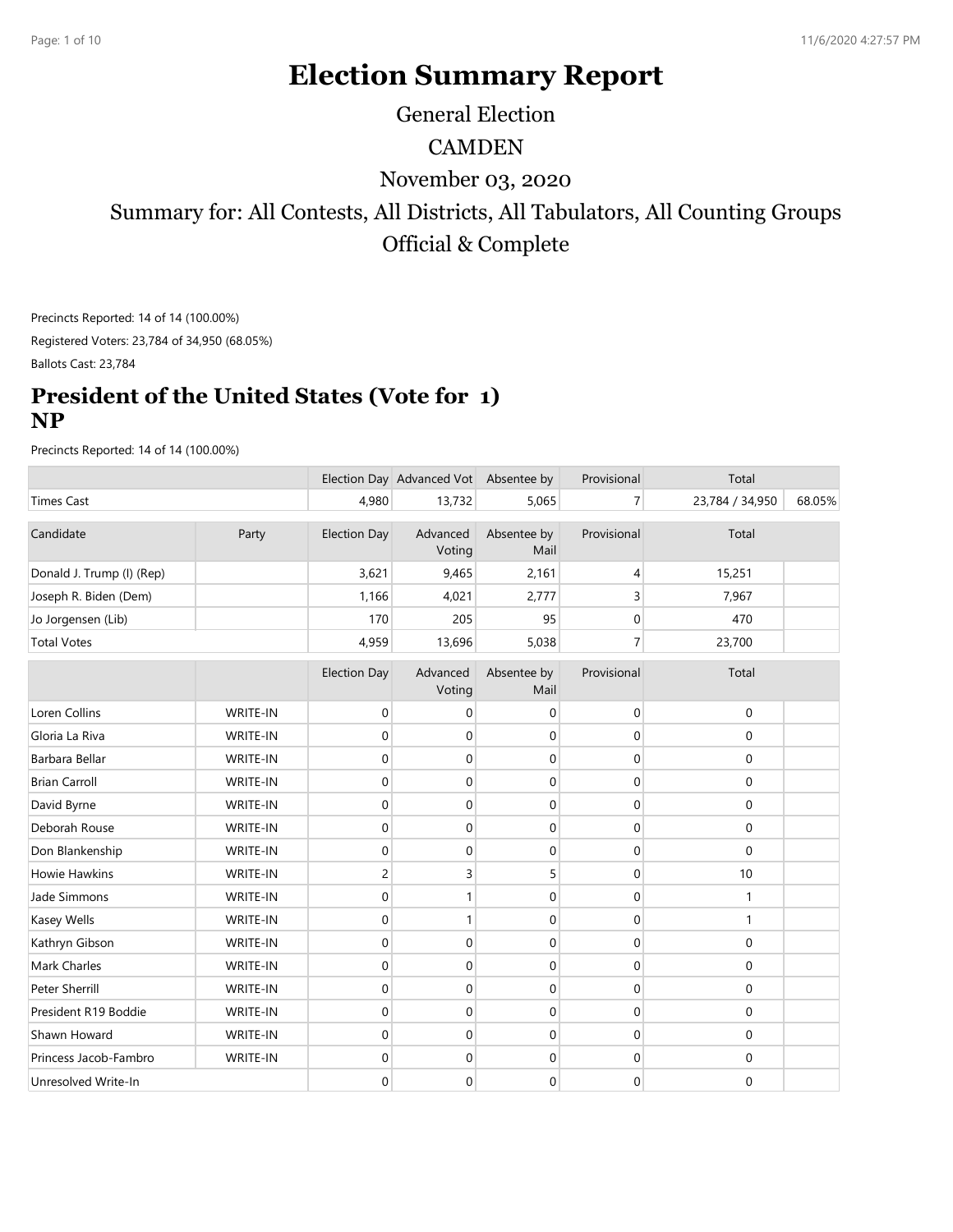# Election Summary Report

General Election

CAMDEN

November 03, 2020

Summary for: All Contests, All Districts, All Tabulators, All Counting Groups

Official & Complete

Precincts Reported: 14 of 14 (100.00%)

Registered Voters: 23,784 of 34,950 (68.05%)

Ballots Cast: 23,784

## President of the United States (Vote for 1) NP

Precincts Reported: 14 of 14 (100.00%)

| | | Election Day | Advanced Vot | Absentee by | Provisional | Total | |
|---|---|---|---|---|---|---|---|
| Times Cast | | 4,980 | 13,732 | 5,065 | 7 | 23,784 / 34,950 | 68.05% |

| Candidate | Party | Election Day | Advanced Voting | Absentee by Mail | Provisional | Total | |
|---|---|---|---|---|---|---|---|
| Donald J. Trump (I) (Rep) | | 3,621 | 9,465 | 2,161 | 4 | 15,251 | |
| Joseph R. Biden (Dem) | | 1,166 | 4,021 | 2,777 | 3 | 7,967 | |
| Jo Jorgensen (Lib) | | 170 | 205 | 95 | 0 | 470 | |
| Total Votes | | 4,959 | 13,696 | 5,038 | 7 | 23,700 | |

| | | Election Day | Advanced Voting | Absentee by Mail | Provisional | Total | |
|---|---|---|---|---|---|---|---|
| Loren Collins | WRITE-IN | 0 | 0 | 0 | 0 | 0 | |
| Gloria La Riva | WRITE-IN | 0 | 0 | 0 | 0 | 0 | |
| Barbara Bellar | WRITE-IN | 0 | 0 | 0 | 0 | 0 | |
| Brian Carroll | WRITE-IN | 0 | 0 | 0 | 0 | 0 | |
| David Byrne | WRITE-IN | 0 | 0 | 0 | 0 | 0 | |
| Deborah Rouse | WRITE-IN | 0 | 0 | 0 | 0 | 0 | |
| Don Blankenship | WRITE-IN | 0 | 0 | 0 | 0 | 0 | |
| Howie Hawkins | WRITE-IN | 2 | 3 | 5 | 0 | 10 | |
| Jade Simmons | WRITE-IN | 0 | 1 | 0 | 0 | 1 | |
| Kasey Wells | WRITE-IN | 0 | 1 | 0 | 0 | 1 | |
| Kathryn Gibson | WRITE-IN | 0 | 0 | 0 | 0 | 0 | |
| Mark Charles | WRITE-IN | 0 | 0 | 0 | 0 | 0 | |
| Peter Sherrill | WRITE-IN | 0 | 0 | 0 | 0 | 0 | |
| President R19 Boddie | WRITE-IN | 0 | 0 | 0 | 0 | 0 | |
| Shawn Howard | WRITE-IN | 0 | 0 | 0 | 0 | 0 | |
| Princess Jacob-Fambro | WRITE-IN | 0 | 0 | 0 | 0 | 0 | |
| Unresolved Write-In | | 0 | 0 | 0 | 0 | 0 | |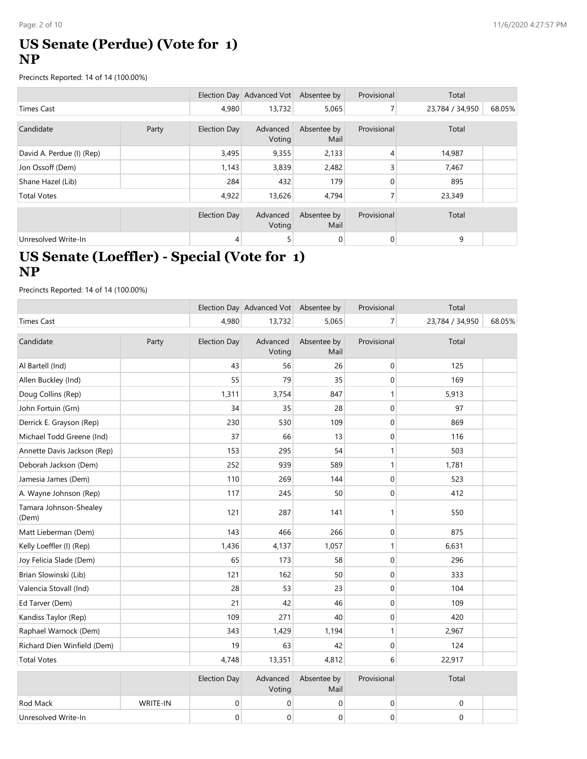# US Senate (Perdue) (Vote for 1) NP

Precincts Reported: 14 of 14 (100.00%)

| | | Election Day | Advanced Vot | Absentee by | Provisional | Total | |
|---|---|---|---|---|---|---|---|
| Times Cast | | 4,980 | 13,732 | 5,065 | 7 | 23,784 / 34,950 | 68.05% |

| Candidate | Party | Election Day | Advanced Voting | Absentee by Mail | Provisional | Total | |
|---|---|---|---|---|---|---|---|
| David A. Perdue (I) (Rep) | | 3,495 | 9,355 | 2,133 | 4 | 14,987 | |
| Jon Ossoff (Dem) | | 1,143 | 3,839 | 2,482 | 3 | 7,467 | |
| Shane Hazel (Lib) | | 284 | 432 | 179 | 0 | 895 | |
| Total Votes | | 4,922 | 13,626 | 4,794 | 7 | 23,349 | |

| | | Election Day | Advanced Voting | Absentee by Mail | Provisional | Total | |
|---|---|---|---|---|---|---|---|
| Unresolved Write-In | | 4 | 5 | 0 | 0 | 9 | |

# US Senate (Loeffler) - Special (Vote for 1) NP

Precincts Reported: 14 of 14 (100.00%)

| | | Election Day | Advanced Vot | Absentee by | Provisional | Total | |
|---|---|---|---|---|---|---|---|
| Times Cast | | 4,980 | 13,732 | 5,065 | 7 | 23,784 / 34,950 | 68.05% |

| Candidate | Party | Election Day | Advanced Voting | Absentee by Mail | Provisional | Total | |
|---|---|---|---|---|---|---|---|
| Al Bartell (Ind) | | 43 | 56 | 26 | 0 | 125 | |
| Allen Buckley (Ind) | | 55 | 79 | 35 | 0 | 169 | |
| Doug Collins (Rep) | | 1,311 | 3,754 | 847 | 1 | 5,913 | |
| John Fortuin (Grn) | | 34 | 35 | 28 | 0 | 97 | |
| Derrick E. Grayson (Rep) | | 230 | 530 | 109 | 0 | 869 | |
| Michael Todd Greene (Ind) | | 37 | 66 | 13 | 0 | 116 | |
| Annette Davis Jackson (Rep) | | 153 | 295 | 54 | 1 | 503 | |
| Deborah Jackson (Dem) | | 252 | 939 | 589 | 1 | 1,781 | |
| Jamesia James (Dem) | | 110 | 269 | 144 | 0 | 523 | |
| A. Wayne Johnson (Rep) | | 117 | 245 | 50 | 0 | 412 | |
| Tamara Johnson-Shealey (Dem) | | 121 | 287 | 141 | 1 | 550 | |
| Matt Lieberman (Dem) | | 143 | 466 | 266 | 0 | 875 | |
| Kelly Loeffler (I) (Rep) | | 1,436 | 4,137 | 1,057 | 1 | 6,631 | |
| Joy Felicia Slade (Dem) | | 65 | 173 | 58 | 0 | 296 | |
| Brian Slowinski (Lib) | | 121 | 162 | 50 | 0 | 333 | |
| Valencia Stovall (Ind) | | 28 | 53 | 23 | 0 | 104 | |
| Ed Tarver (Dem) | | 21 | 42 | 46 | 0 | 109 | |
| Kandiss Taylor (Rep) | | 109 | 271 | 40 | 0 | 420 | |
| Raphael Warnock (Dem) | | 343 | 1,429 | 1,194 | 1 | 2,967 | |
| Richard Dien Winfield (Dem) | | 19 | 63 | 42 | 0 | 124 | |
| Total Votes | | 4,748 | 13,351 | 4,812 | 6 | 22,917 | |

| | | Election Day | Advanced Voting | Absentee by Mail | Provisional | Total | |
|---|---|---|---|---|---|---|---|
| Rod Mack | WRITE-IN | 0 | 0 | 0 | 0 | 0 | |
| Unresolved Write-In | | 0 | 0 | 0 | 0 | 0 | |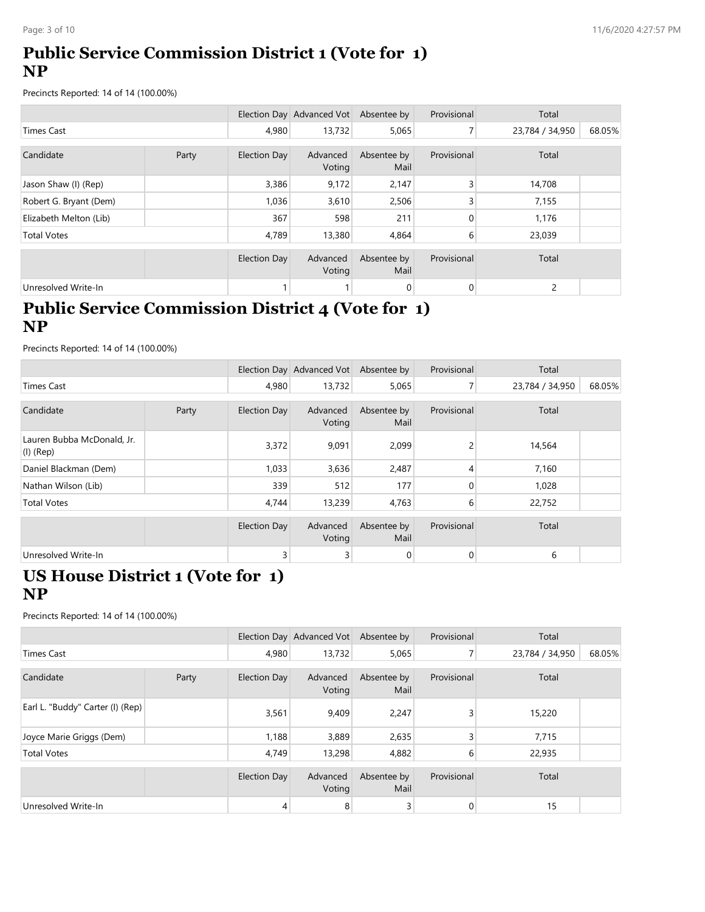# Public Service Commission District 1 (Vote for 1) NP

Precincts Reported: 14 of 14 (100.00%)

| | | Election Day | Advanced Vot | Absentee by | Provisional | Total | |
|---|---|---|---|---|---|---|---|
| Times Cast | | 4,980 | 13,732 | 5,065 | 7 | 23,784 / 34,950 | 68.05% |

| Candidate | Party | Election Day | Advanced Voting | Absentee by Mail | Provisional | Total | |
|---|---|---|---|---|---|---|---|
| Jason Shaw (I) (Rep) | | 3,386 | 9,172 | 2,147 | 3 | 14,708 | |
| Robert G. Bryant (Dem) | | 1,036 | 3,610 | 2,506 | 3 | 7,155 | |
| Elizabeth Melton (Lib) | | 367 | 598 | 211 | 0 | 1,176 | |
| Total Votes | | 4,789 | 13,380 | 4,864 | 6 | 23,039 | |

| | | Election Day | Advanced Voting | Absentee by Mail | Provisional | Total | |
|---|---|---|---|---|---|---|---|
| Unresolved Write-In | | 1 | 1 | 0 | 0 | 2 | |

# Public Service Commission District 4 (Vote for 1) NP

Precincts Reported: 14 of 14 (100.00%)

| | | Election Day | Advanced Vot | Absentee by | Provisional | Total | |
|---|---|---|---|---|---|---|---|
| Times Cast | | 4,980 | 13,732 | 5,065 | 7 | 23,784 / 34,950 | 68.05% |

| Candidate | Party | Election Day | Advanced Voting | Absentee by Mail | Provisional | Total | |
|---|---|---|---|---|---|---|---|
| Lauren Bubba McDonald, Jr. (I) (Rep) | | 3,372 | 9,091 | 2,099 | 2 | 14,564 | |
| Daniel Blackman (Dem) | | 1,033 | 3,636 | 2,487 | 4 | 7,160 | |
| Nathan Wilson (Lib) | | 339 | 512 | 177 | 0 | 1,028 | |
| Total Votes | | 4,744 | 13,239 | 4,763 | 6 | 22,752 | |

| | | Election Day | Advanced Voting | Absentee by Mail | Provisional | Total | |
|---|---|---|---|---|---|---|---|
| Unresolved Write-In | | 3 | 3 | 0 | 0 | 6 | |

# US House District 1 (Vote for 1) NP

Precincts Reported: 14 of 14 (100.00%)

| | | Election Day | Advanced Vot | Absentee by | Provisional | Total | |
|---|---|---|---|---|---|---|---|
| Times Cast | | 4,980 | 13,732 | 5,065 | 7 | 23,784 / 34,950 | 68.05% |

| Candidate | Party | Election Day | Advanced Voting | Absentee by Mail | Provisional | Total | |
|---|---|---|---|---|---|---|---|
| Earl L. "Buddy" Carter (I) (Rep) | | 3,561 | 9,409 | 2,247 | 3 | 15,220 | |
| Joyce Marie Griggs (Dem) | | 1,188 | 3,889 | 2,635 | 3 | 7,715 | |
| Total Votes | | 4,749 | 13,298 | 4,882 | 6 | 22,935 | |

| | | Election Day | Advanced Voting | Absentee by Mail | Provisional | Total | |
|---|---|---|---|---|---|---|---|
| Unresolved Write-In | | 4 | 8 | 3 | 0 | 15 | |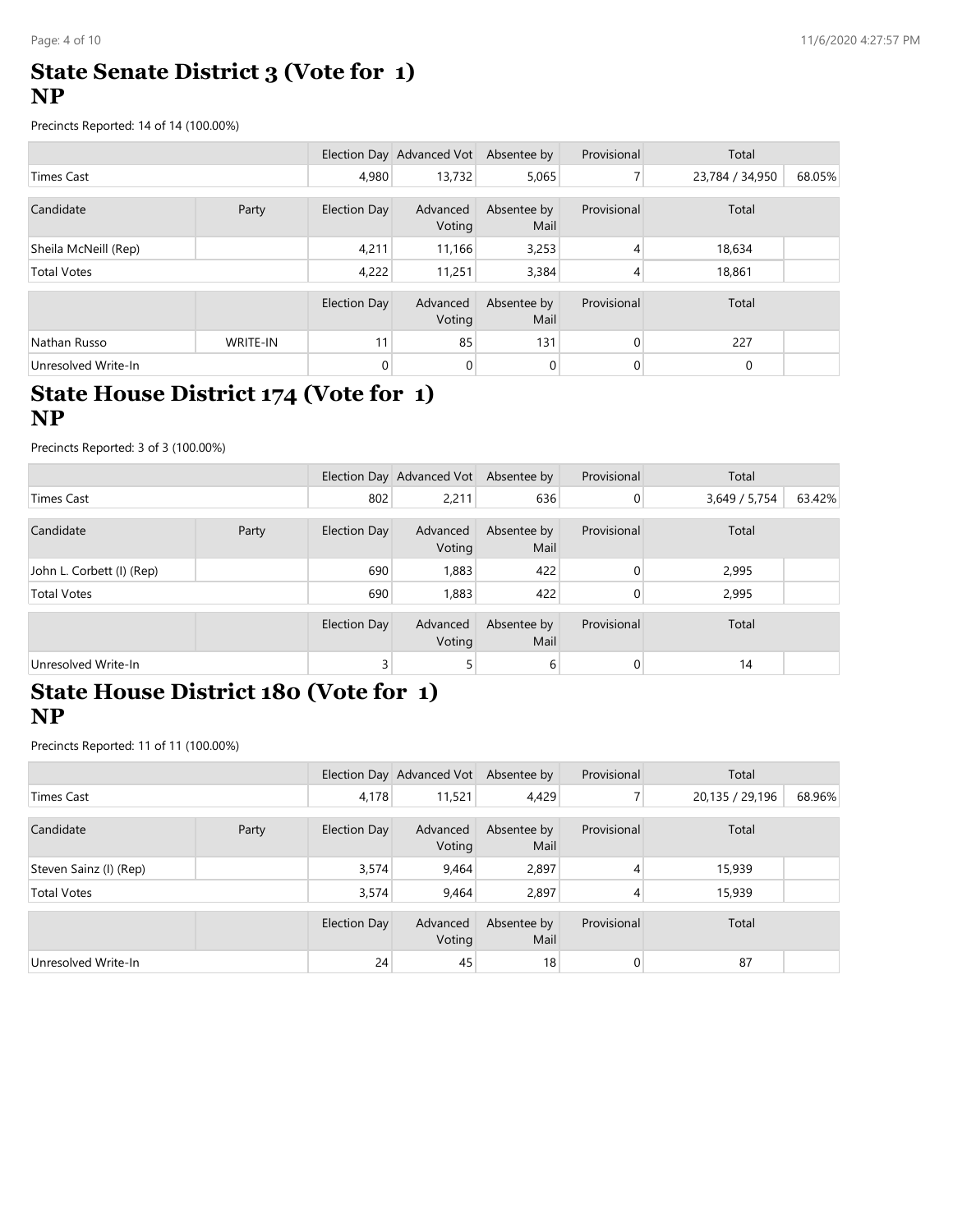# State Senate District 3 (Vote for 1) NP

Precincts Reported: 14 of 14 (100.00%)

| | | Election Day | Advanced Vot | Absentee by | Provisional | Total | |
|---|---|---|---|---|---|---|---|
| Times Cast | | 4,980 | 13,732 | 5,065 | 7 | 23,784 / 34,950 | 68.05% |

| Candidate | Party | Election Day | Advanced Voting | Absentee by Mail | Provisional | Total | |
|---|---|---|---|---|---|---|---|
| Sheila McNeill (Rep) | | 4,211 | 11,166 | 3,253 | 4 | 18,634 | |
| Total Votes | | 4,222 | 11,251 | 3,384 | 4 | 18,861 | |

| | | Election Day | Advanced Voting | Absentee by Mail | Provisional | Total | |
|---|---|---|---|---|---|---|---|
| Nathan Russo | WRITE-IN | 11 | 85 | 131 | 0 | 227 | |
| Unresolved Write-In | | 0 | 0 | 0 | 0 | 0 | |

# State House District 174 (Vote for 1) NP

Precincts Reported: 3 of 3 (100.00%)

| | | Election Day | Advanced Vot | Absentee by | Provisional | Total | |
|---|---|---|---|---|---|---|---|
| Times Cast | | 802 | 2,211 | 636 | 0 | 3,649 / 5,754 | 63.42% |

| Candidate | Party | Election Day | Advanced Voting | Absentee by Mail | Provisional | Total | |
|---|---|---|---|---|---|---|---|
| John L. Corbett (I) (Rep) | | 690 | 1,883 | 422 | 0 | 2,995 | |
| Total Votes | | 690 | 1,883 | 422 | 0 | 2,995 | |

| | | Election Day | Advanced Voting | Absentee by Mail | Provisional | Total | |
|---|---|---|---|---|---|---|---|
| Unresolved Write-In | | 3 | 5 | 6 | 0 | 14 | |

# State House District 180 (Vote for 1) NP

Precincts Reported: 11 of 11 (100.00%)

| | | Election Day | Advanced Vot | Absentee by | Provisional | Total | |
|---|---|---|---|---|---|---|---|
| Times Cast | | 4,178 | 11,521 | 4,429 | 7 | 20,135 / 29,196 | 68.96% |

| Candidate | Party | Election Day | Advanced Voting | Absentee by Mail | Provisional | Total | |
|---|---|---|---|---|---|---|---|
| Steven Sainz (I) (Rep) | | 3,574 | 9,464 | 2,897 | 4 | 15,939 | |
| Total Votes | | 3,574 | 9,464 | 2,897 | 4 | 15,939 | |

| | | Election Day | Advanced Voting | Absentee by Mail | Provisional | Total | |
|---|---|---|---|---|---|---|---|
| Unresolved Write-In | | 24 | 45 | 18 | 0 | 87 | |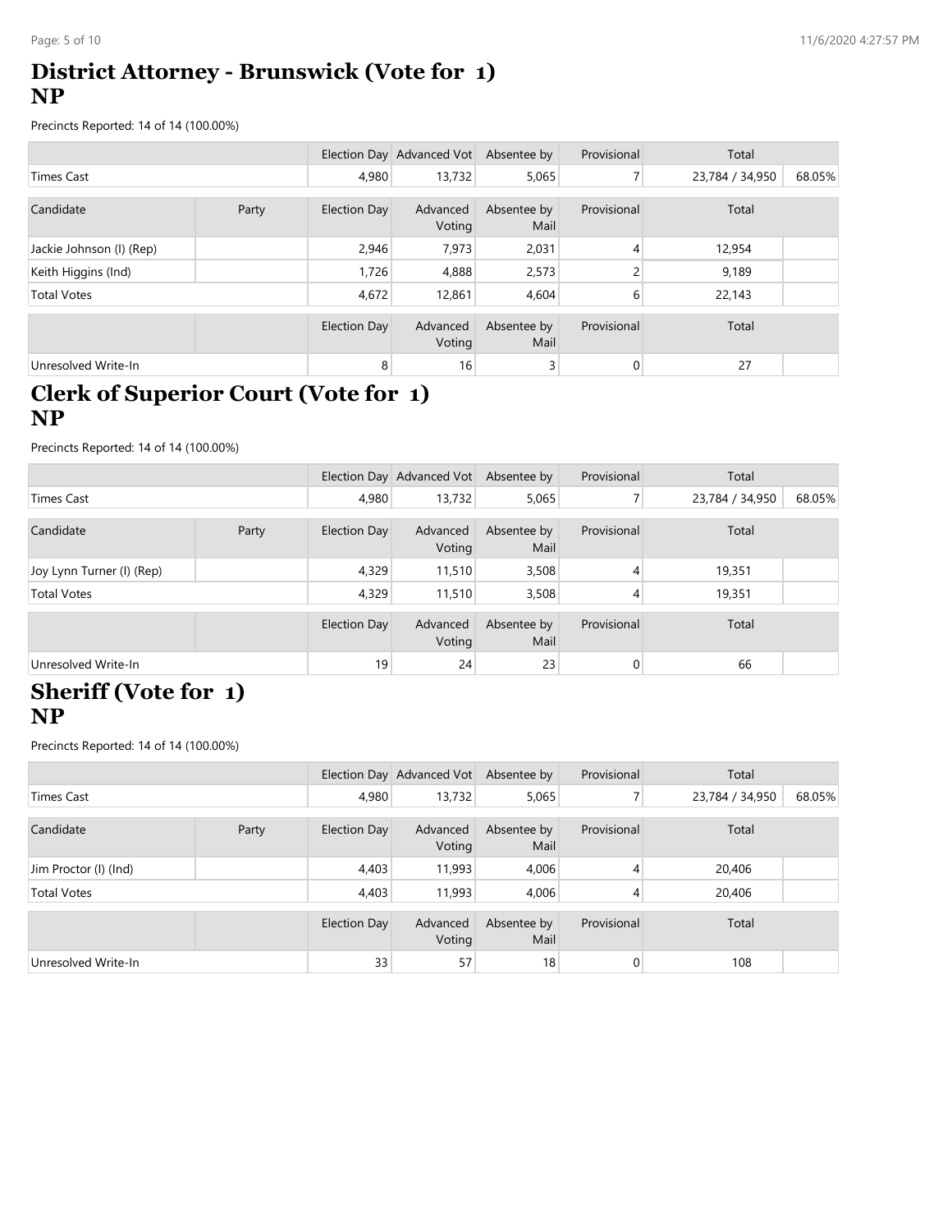# District Attorney - Brunswick (Vote for 1)
# NP

Precincts Reported: 14 of 14 (100.00%)

| | | Election Day | Advanced Vot | Absentee by | Provisional | Total | |
|---|---|---|---|---|---|---|---|
| Times Cast | | 4,980 | 13,732 | 5,065 | 7 | 23,784 / 34,950 | 68.05% |

| Candidate | Party | Election Day | Advanced Voting | Absentee by Mail | Provisional | Total | |
|---|---|---|---|---|---|---|---|
| Jackie Johnson (I) (Rep) | | 2,946 | 7,973 | 2,031 | 4 | 12,954 | |
| Keith Higgins (Ind) | | 1,726 | 4,888 | 2,573 | 2 | 9,189 | |
| Total Votes | | 4,672 | 12,861 | 4,604 | 6 | 22,143 | |

| | | Election Day | Advanced Voting | Absentee by Mail | Provisional | Total | |
|---|---|---|---|---|---|---|---|
| Unresolved Write-In | | 8 | 16 | 3 | 0 | 27 | |

# Clerk of Superior Court (Vote for 1)
# NP

Precincts Reported: 14 of 14 (100.00%)

| | | Election Day | Advanced Vot | Absentee by | Provisional | Total | |
|---|---|---|---|---|---|---|---|
| Times Cast | | 4,980 | 13,732 | 5,065 | 7 | 23,784 / 34,950 | 68.05% |

| Candidate | Party | Election Day | Advanced Voting | Absentee by Mail | Provisional | Total | |
|---|---|---|---|---|---|---|---|
| Joy Lynn Turner (I) (Rep) | | 4,329 | 11,510 | 3,508 | 4 | 19,351 | |
| Total Votes | | 4,329 | 11,510 | 3,508 | 4 | 19,351 | |

| | | Election Day | Advanced Voting | Absentee by Mail | Provisional | Total | |
|---|---|---|---|---|---|---|---|
| Unresolved Write-In | | 19 | 24 | 23 | 0 | 66 | |

# Sheriff (Vote for 1)
# NP

Precincts Reported: 14 of 14 (100.00%)

| | | Election Day | Advanced Vot | Absentee by | Provisional | Total | |
|---|---|---|---|---|---|---|---|
| Times Cast | | 4,980 | 13,732 | 5,065 | 7 | 23,784 / 34,950 | 68.05% |

| Candidate | Party | Election Day | Advanced Voting | Absentee by Mail | Provisional | Total | |
|---|---|---|---|---|---|---|---|
| Jim Proctor (I) (Ind) | | 4,403 | 11,993 | 4,006 | 4 | 20,406 | |
| Total Votes | | 4,403 | 11,993 | 4,006 | 4 | 20,406 | |

| | | Election Day | Advanced Voting | Absentee by Mail | Provisional | Total | |
|---|---|---|---|---|---|---|---|
| Unresolved Write-In | | 33 | 57 | 18 | 0 | 108 | |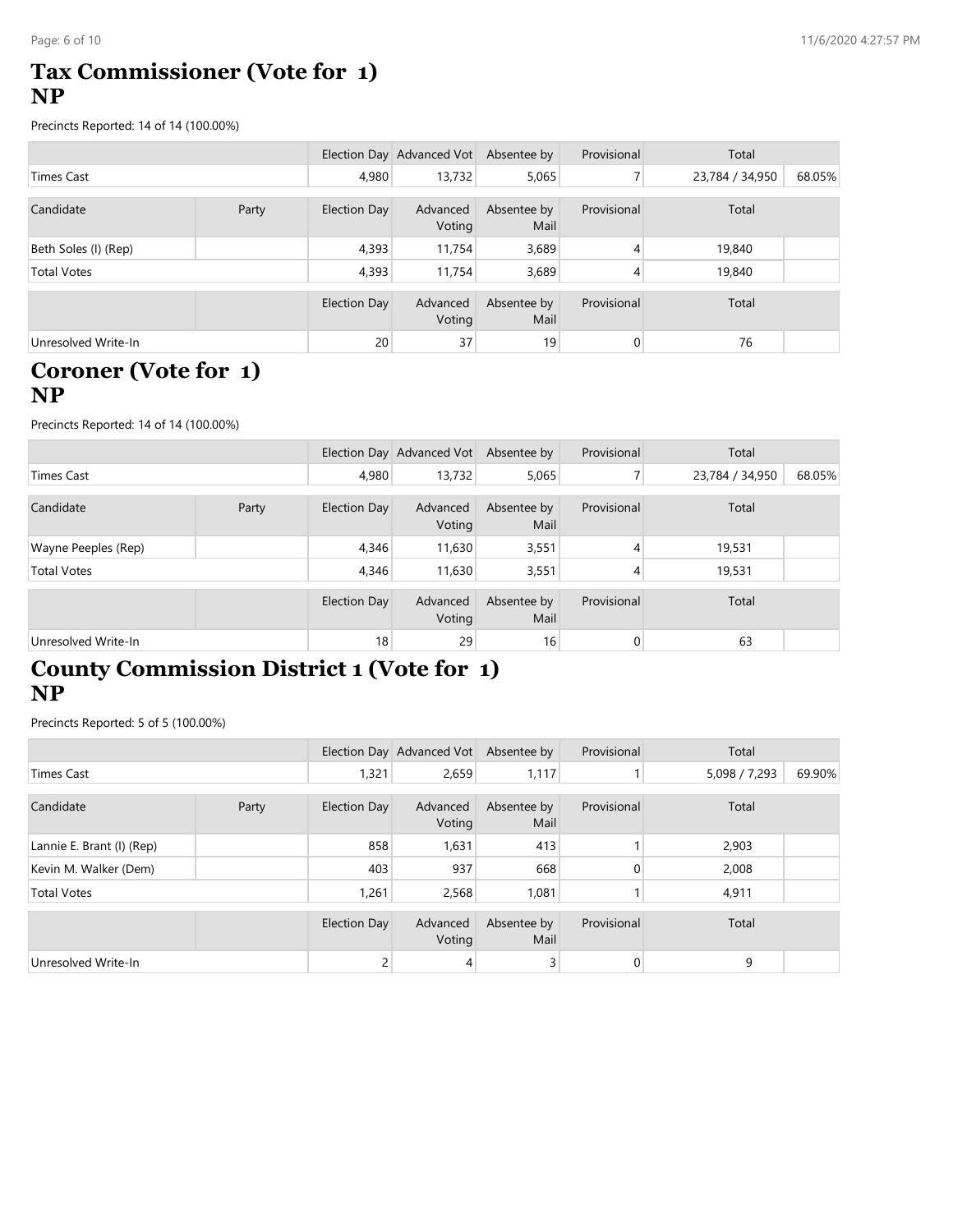## Tax Commissioner (Vote for 1)
## NP

Precincts Reported: 14 of 14 (100.00%)

| | | Election Day | Advanced Vot | Absentee by | Provisional | Total | |
|---|---|---|---|---|---|---|---|
| Times Cast | | 4,980 | 13,732 | 5,065 | 7 | 23,784 / 34,950 | 68.05% |

| Candidate | Party | Election Day | Advanced Voting | Absentee by Mail | Provisional | Total | |
|---|---|---|---|---|---|---|---|
| Beth Soles (I) (Rep) | | 4,393 | 11,754 | 3,689 | 4 | 19,840 | |
| Total Votes | | 4,393 | 11,754 | 3,689 | 4 | 19,840 | |

| | | Election Day | Advanced Voting | Absentee by Mail | Provisional | Total | |
|---|---|---|---|---|---|---|---|
| Unresolved Write-In | | 20 | 37 | 19 | 0 | 76 | |

## Coroner (Vote for 1)
## NP

Precincts Reported: 14 of 14 (100.00%)

| | | Election Day | Advanced Vot | Absentee by | Provisional | Total | |
|---|---|---|---|---|---|---|---|
| Times Cast | | 4,980 | 13,732 | 5,065 | 7 | 23,784 / 34,950 | 68.05% |

| Candidate | Party | Election Day | Advanced Voting | Absentee by Mail | Provisional | Total | |
|---|---|---|---|---|---|---|---|
| Wayne Peeples (Rep) | | 4,346 | 11,630 | 3,551 | 4 | 19,531 | |
| Total Votes | | 4,346 | 11,630 | 3,551 | 4 | 19,531 | |

| | | Election Day | Advanced Voting | Absentee by Mail | Provisional | Total | |
|---|---|---|---|---|---|---|---|
| Unresolved Write-In | | 18 | 29 | 16 | 0 | 63 | |

## County Commission District 1 (Vote for 1)
## NP

Precincts Reported: 5 of 5 (100.00%)

| | | Election Day | Advanced Vot | Absentee by | Provisional | Total | |
|---|---|---|---|---|---|---|---|
| Times Cast | | 1,321 | 2,659 | 1,117 | 1 | 5,098 / 7,293 | 69.90% |

| Candidate | Party | Election Day | Advanced Voting | Absentee by Mail | Provisional | Total | |
|---|---|---|---|---|---|---|---|
| Lannie E. Brant (I) (Rep) | | 858 | 1,631 | 413 | 1 | 2,903 | |
| Kevin M. Walker (Dem) | | 403 | 937 | 668 | 0 | 2,008 | |
| Total Votes | | 1,261 | 2,568 | 1,081 | 1 | 4,911 | |

| | | Election Day | Advanced Voting | Absentee by Mail | Provisional | Total | |
|---|---|---|---|---|---|---|---|
| Unresolved Write-In | | 2 | 4 | 3 | 0 | 9 | |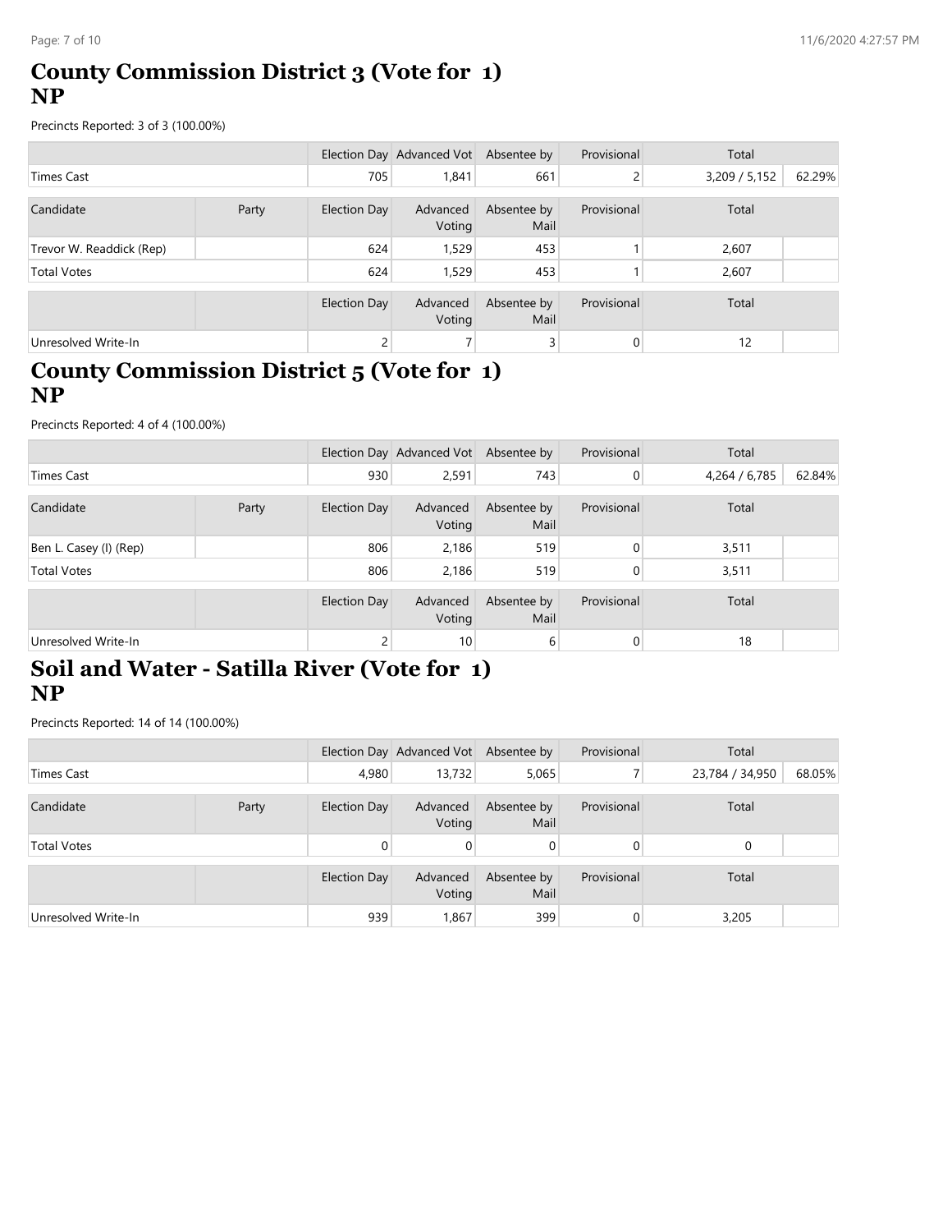# County Commission District 3 (Vote for 1) NP

Precincts Reported: 3 of 3 (100.00%)

| | | Election Day | Advanced Vot | Absentee by | Provisional | Total | |
|---|---|---|---|---|---|---|---|
| Times Cast | | 705 | 1,841 | 661 | 2 | 3,209 / 5,152 | 62.29% |

| Candidate | Party | Election Day | Advanced Voting | Absentee by Mail | Provisional | Total | |
|---|---|---|---|---|---|---|---|
| Trevor W. Readdick (Rep) | | 624 | 1,529 | 453 | 1 | 2,607 | |
| Total Votes | | 624 | 1,529 | 453 | 1 | 2,607 | |

| | | Election Day | Advanced Voting | Absentee by Mail | Provisional | Total | |
|---|---|---|---|---|---|---|---|
| Unresolved Write-In | | 2 | 7 | 3 | 0 | 12 | |

# County Commission District 5 (Vote for 1) NP

Precincts Reported: 4 of 4 (100.00%)

| | | Election Day | Advanced Vot | Absentee by | Provisional | Total | |
|---|---|---|---|---|---|---|---|
| Times Cast | | 930 | 2,591 | 743 | 0 | 4,264 / 6,785 | 62.84% |

| Candidate | Party | Election Day | Advanced Voting | Absentee by Mail | Provisional | Total | |
|---|---|---|---|---|---|---|---|
| Ben L. Casey (I) (Rep) | | 806 | 2,186 | 519 | 0 | 3,511 | |
| Total Votes | | 806 | 2,186 | 519 | 0 | 3,511 | |

| | | Election Day | Advanced Voting | Absentee by Mail | Provisional | Total | |
|---|---|---|---|---|---|---|---|
| Unresolved Write-In | | 2 | 10 | 6 | 0 | 18 | |

# Soil and Water - Satilla River (Vote for 1) NP

Precincts Reported: 14 of 14 (100.00%)

| | | Election Day | Advanced Vot | Absentee by | Provisional | Total | |
|---|---|---|---|---|---|---|---|
| Times Cast | | 4,980 | 13,732 | 5,065 | 7 | 23,784 / 34,950 | 68.05% |

| Candidate | Party | Election Day | Advanced Voting | Absentee by Mail | Provisional | Total | |
|---|---|---|---|---|---|---|---|
| Total Votes | | 0 | 0 | 0 | 0 | 0 | |

| | | Election Day | Advanced Voting | Absentee by Mail | Provisional | Total | |
|---|---|---|---|---|---|---|---|
| Unresolved Write-In | | 939 | 1,867 | 399 | 0 | 3,205 | |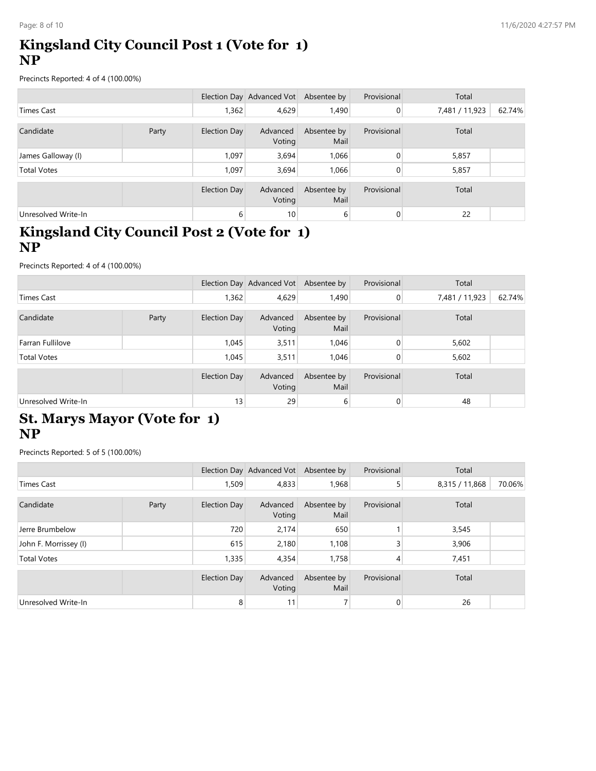## Kingsland City Council Post 1 (Vote for 1)
## NP

Precincts Reported: 4 of 4 (100.00%)

| | | Election Day | Advanced Vot | Absentee by | Provisional | Total | |
|---|---|---|---|---|---|---|---|
| Times Cast | | 1,362 | 4,629 | 1,490 | 0 | 7,481 / 11,923 | 62.74% |

| Candidate | Party | Election Day | Advanced Voting | Absentee by Mail | Provisional | Total | |
|---|---|---|---|---|---|---|---|
| James Galloway (I) | | 1,097 | 3,694 | 1,066 | 0 | 5,857 | |
| Total Votes | | 1,097 | 3,694 | 1,066 | 0 | 5,857 | |

| | | Election Day | Advanced Voting | Absentee by Mail | Provisional | Total | |
|---|---|---|---|---|---|---|---|
| Unresolved Write-In | | 6 | 10 | 6 | 0 | 22 | |

## Kingsland City Council Post 2 (Vote for 1)
## NP

Precincts Reported: 4 of 4 (100.00%)

| | | Election Day | Advanced Vot | Absentee by | Provisional | Total | |
|---|---|---|---|---|---|---|---|
| Times Cast | | 1,362 | 4,629 | 1,490 | 0 | 7,481 / 11,923 | 62.74% |

| Candidate | Party | Election Day | Advanced Voting | Absentee by Mail | Provisional | Total | |
|---|---|---|---|---|---|---|---|
| Farran Fullilove | | 1,045 | 3,511 | 1,046 | 0 | 5,602 | |
| Total Votes | | 1,045 | 3,511 | 1,046 | 0 | 5,602 | |

| | | Election Day | Advanced Voting | Absentee by Mail | Provisional | Total | |
|---|---|---|---|---|---|---|---|
| Unresolved Write-In | | 13 | 29 | 6 | 0 | 48 | |

## St. Marys Mayor (Vote for 1)
## NP

Precincts Reported: 5 of 5 (100.00%)

| | | Election Day | Advanced Vot | Absentee by | Provisional | Total | |
|---|---|---|---|---|---|---|---|
| Times Cast | | 1,509 | 4,833 | 1,968 | 5 | 8,315 / 11,868 | 70.06% |

| Candidate | Party | Election Day | Advanced Voting | Absentee by Mail | Provisional | Total | |
|---|---|---|---|---|---|---|---|
| Jerre Brumbelow | | 720 | 2,174 | 650 | 1 | 3,545 | |
| John F. Morrissey (I) | | 615 | 2,180 | 1,108 | 3 | 3,906 | |
| Total Votes | | 1,335 | 4,354 | 1,758 | 4 | 7,451 | |

| | | Election Day | Advanced Voting | Absentee by Mail | Provisional | Total | |
|---|---|---|---|---|---|---|---|
| Unresolved Write-In | | 8 | 11 | 7 | 0 | 26 | |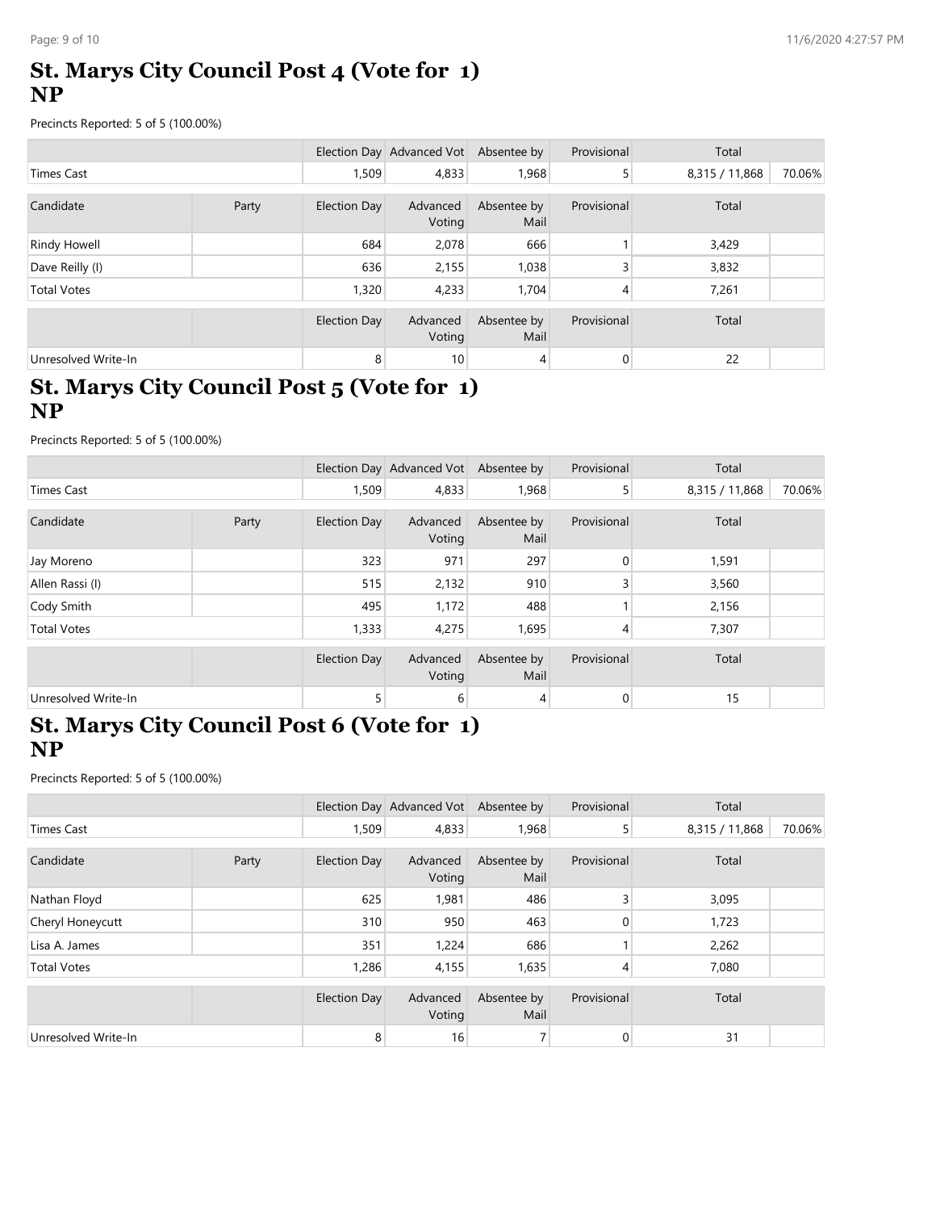## St. Marys City Council Post 4 (Vote for 1) NP

Precincts Reported: 5 of 5 (100.00%)

| | | Election Day | Advanced Vot | Absentee by | Provisional | Total | |
|---|---|---|---|---|---|---|---|
| Times Cast | | 1,509 | 4,833 | 1,968 | 5 | 8,315 / 11,868 | 70.06% |

| Candidate | Party | Election Day | Advanced Voting | Absentee by Mail | Provisional | Total | |
|---|---|---|---|---|---|---|---|
| Rindy Howell | | 684 | 2,078 | 666 | 1 | 3,429 | |
| Dave Reilly (I) | | 636 | 2,155 | 1,038 | 3 | 3,832 | |
| Total Votes | | 1,320 | 4,233 | 1,704 | 4 | 7,261 | |

| | | Election Day | Advanced Voting | Absentee by Mail | Provisional | Total | |
|---|---|---|---|---|---|---|---|
| Unresolved Write-In | | 8 | 10 | 4 | 0 | 22 | |

## St. Marys City Council Post 5 (Vote for 1) NP

Precincts Reported: 5 of 5 (100.00%)

| | | Election Day | Advanced Vot | Absentee by | Provisional | Total | |
|---|---|---|---|---|---|---|---|
| Times Cast | | 1,509 | 4,833 | 1,968 | 5 | 8,315 / 11,868 | 70.06% |

| Candidate | Party | Election Day | Advanced Voting | Absentee by Mail | Provisional | Total | |
|---|---|---|---|---|---|---|---|
| Jay Moreno | | 323 | 971 | 297 | 0 | 1,591 | |
| Allen Rassi (I) | | 515 | 2,132 | 910 | 3 | 3,560 | |
| Cody Smith | | 495 | 1,172 | 488 | 1 | 2,156 | |
| Total Votes | | 1,333 | 4,275 | 1,695 | 4 | 7,307 | |

| | | Election Day | Advanced Voting | Absentee by Mail | Provisional | Total | |
|---|---|---|---|---|---|---|---|
| Unresolved Write-In | | 5 | 6 | 4 | 0 | 15 | |

## St. Marys City Council Post 6 (Vote for 1) NP

Precincts Reported: 5 of 5 (100.00%)

| | | Election Day | Advanced Vot | Absentee by | Provisional | Total | |
|---|---|---|---|---|---|---|---|
| Times Cast | | 1,509 | 4,833 | 1,968 | 5 | 8,315 / 11,868 | 70.06% |

| Candidate | Party | Election Day | Advanced Voting | Absentee by Mail | Provisional | Total | |
|---|---|---|---|---|---|---|---|
| Nathan Floyd | | 625 | 1,981 | 486 | 3 | 3,095 | |
| Cheryl Honeycutt | | 310 | 950 | 463 | 0 | 1,723 | |
| Lisa A. James | | 351 | 1,224 | 686 | 1 | 2,262 | |
| Total Votes | | 1,286 | 4,155 | 1,635 | 4 | 7,080 | |

| | | Election Day | Advanced Voting | Absentee by Mail | Provisional | Total | |
|---|---|---|---|---|---|---|---|
| Unresolved Write-In | | 8 | 16 | 7 | 0 | 31 | |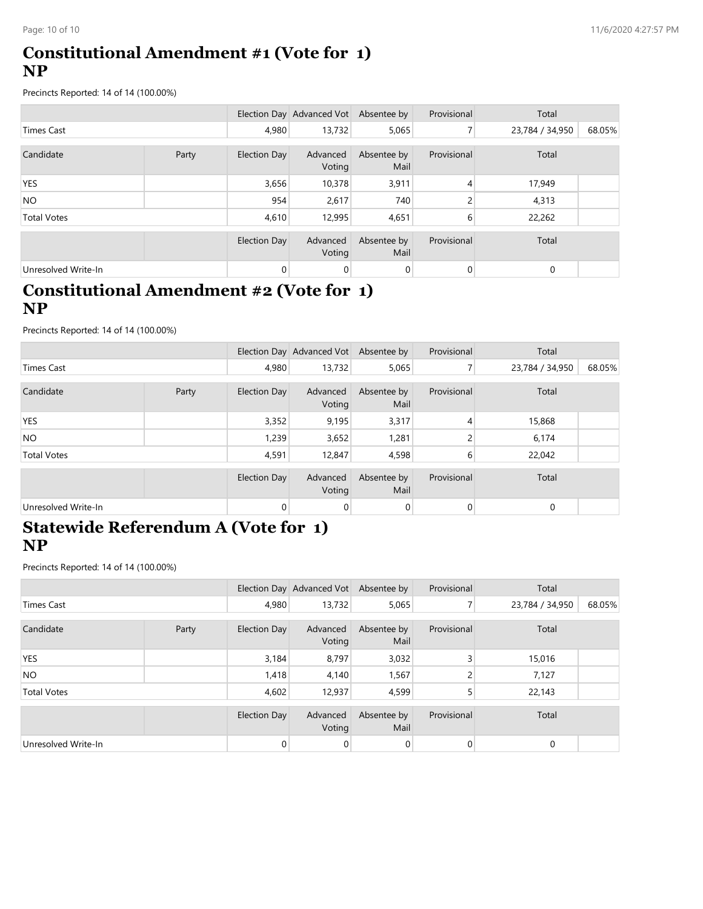## Constitutional Amendment #1 (Vote for 1)
## NP

Precincts Reported: 14 of 14 (100.00%)

| | | Election Day | Advanced Vot | Absentee by | Provisional | Total | |
|---|---|---|---|---|---|---|---|
| Times Cast | | 4,980 | 13,732 | 5,065 | 7 | 23,784 / 34,950 | 68.05% |

| Candidate | Party | Election Day | Advanced Voting | Absentee by Mail | Provisional | Total | |
|---|---|---|---|---|---|---|---|
| YES | | 3,656 | 10,378 | 3,911 | 4 | 17,949 | |
| NO | | 954 | 2,617 | 740 | 2 | 4,313 | |
| Total Votes | | 4,610 | 12,995 | 4,651 | 6 | 22,262 | |

| | | Election Day | Advanced Voting | Absentee by Mail | Provisional | Total | |
|---|---|---|---|---|---|---|---|
| Unresolved Write-In | | 0 | 0 | 0 | 0 | 0 | |

## Constitutional Amendment #2 (Vote for 1)
## NP

Precincts Reported: 14 of 14 (100.00%)

| | | Election Day | Advanced Vot | Absentee by | Provisional | Total | |
|---|---|---|---|---|---|---|---|
| Times Cast | | 4,980 | 13,732 | 5,065 | 7 | 23,784 / 34,950 | 68.05% |

| Candidate | Party | Election Day | Advanced Voting | Absentee by Mail | Provisional | Total | |
|---|---|---|---|---|---|---|---|
| YES | | 3,352 | 9,195 | 3,317 | 4 | 15,868 | |
| NO | | 1,239 | 3,652 | 1,281 | 2 | 6,174 | |
| Total Votes | | 4,591 | 12,847 | 4,598 | 6 | 22,042 | |

| | | Election Day | Advanced Voting | Absentee by Mail | Provisional | Total | |
|---|---|---|---|---|---|---|---|
| Unresolved Write-In | | 0 | 0 | 0 | 0 | 0 | |

## Statewide Referendum A (Vote for 1)
## NP

Precincts Reported: 14 of 14 (100.00%)

| | | Election Day | Advanced Vot | Absentee by | Provisional | Total | |
|---|---|---|---|---|---|---|---|
| Times Cast | | 4,980 | 13,732 | 5,065 | 7 | 23,784 / 34,950 | 68.05% |

| Candidate | Party | Election Day | Advanced Voting | Absentee by Mail | Provisional | Total | |
|---|---|---|---|---|---|---|---|
| YES | | 3,184 | 8,797 | 3,032 | 3 | 15,016 | |
| NO | | 1,418 | 4,140 | 1,567 | 2 | 7,127 | |
| Total Votes | | 4,602 | 12,937 | 4,599 | 5 | 22,143 | |

| | | Election Day | Advanced Voting | Absentee by Mail | Provisional | Total | |
|---|---|---|---|---|---|---|---|
| Unresolved Write-In | | 0 | 0 | 0 | 0 | 0 | |